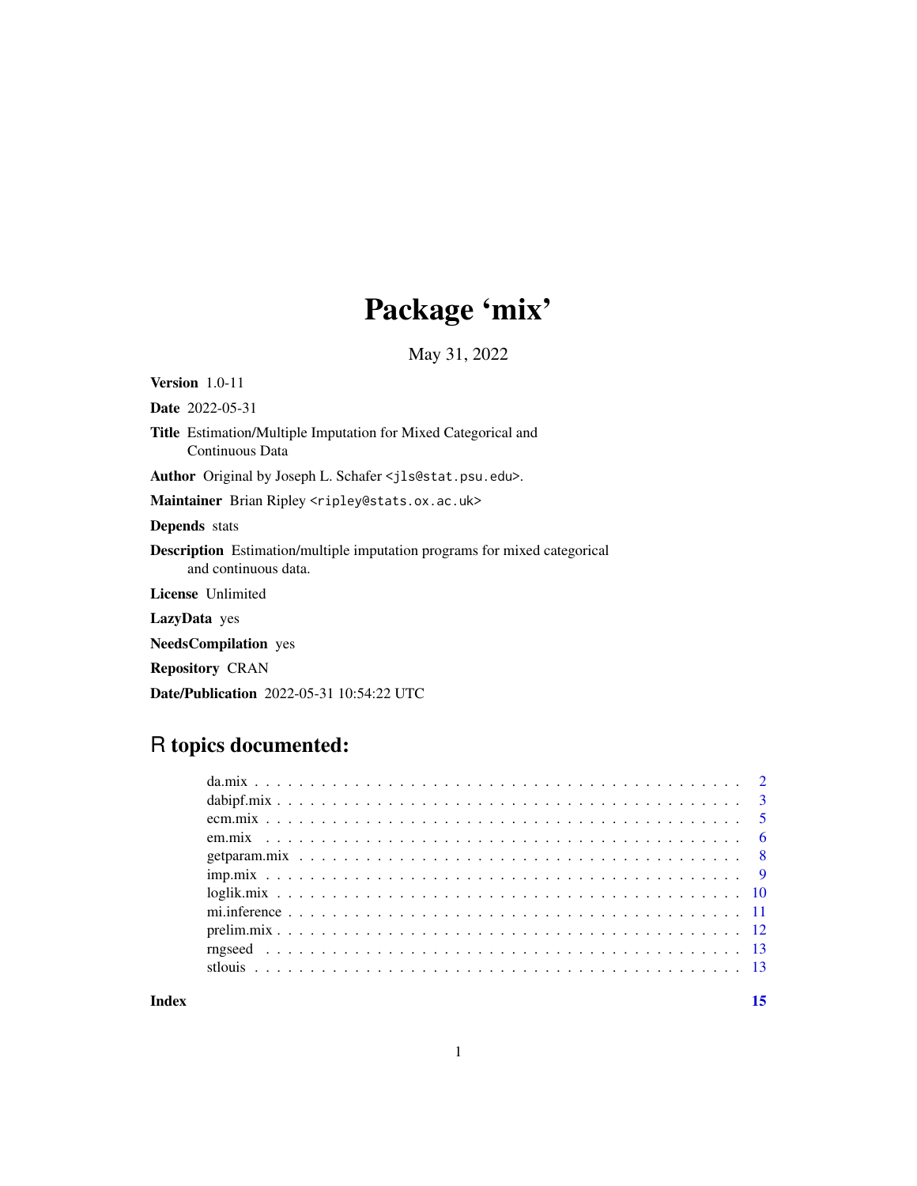# Package 'mix'

May 31, 2022

**Version** 1.0-11

**Date** 2022-05-31

**Title** Estimation/Multiple Imputation for Mixed Categorical and Continuous Data

**Author** Original by Joseph L. Schafer <jls@stat.psu.edu>.

**Maintainer** Brian Ripley <ripley@stats.ox.ac.uk>

**Depends** stats

**Description** Estimation/multiple imputation programs for mixed categorical and continuous data.

**License** Unlimited

**LazyData** yes

**NeedsCompilation** yes

**Repository** CRAN

**Date/Publication** 2022-05-31 10:54:22 UTC

## R topics documented:

- da.mix . . . . . . . . . . . . . . . . . . . . . . . . . . . . . . . . . . . . . . . . . . . 2
- dabipf.mix . . . . . . . . . . . . . . . . . . . . . . . . . . . . . . . . . . . . . . . . . 3
- ecm.mix . . . . . . . . . . . . . . . . . . . . . . . . . . . . . . . . . . . . . . . . . . 5
- em.mix . . . . . . . . . . . . . . . . . . . . . . . . . . . . . . . . . . . . . . . . . . 6
- getparam.mix . . . . . . . . . . . . . . . . . . . . . . . . . . . . . . . . . . . . . . . 8
- imp.mix . . . . . . . . . . . . . . . . . . . . . . . . . . . . . . . . . . . . . . . . . . 9
- loglik.mix . . . . . . . . . . . . . . . . . . . . . . . . . . . . . . . . . . . . . . . . . 10
- mi.inference . . . . . . . . . . . . . . . . . . . . . . . . . . . . . . . . . . . . . . . 11
- prelim.mix . . . . . . . . . . . . . . . . . . . . . . . . . . . . . . . . . . . . . . . . 12
- rngseed . . . . . . . . . . . . . . . . . . . . . . . . . . . . . . . . . . . . . . . . . . 13
- stlouis . . . . . . . . . . . . . . . . . . . . . . . . . . . . . . . . . . . . . . . . . . 13

**Index** **15**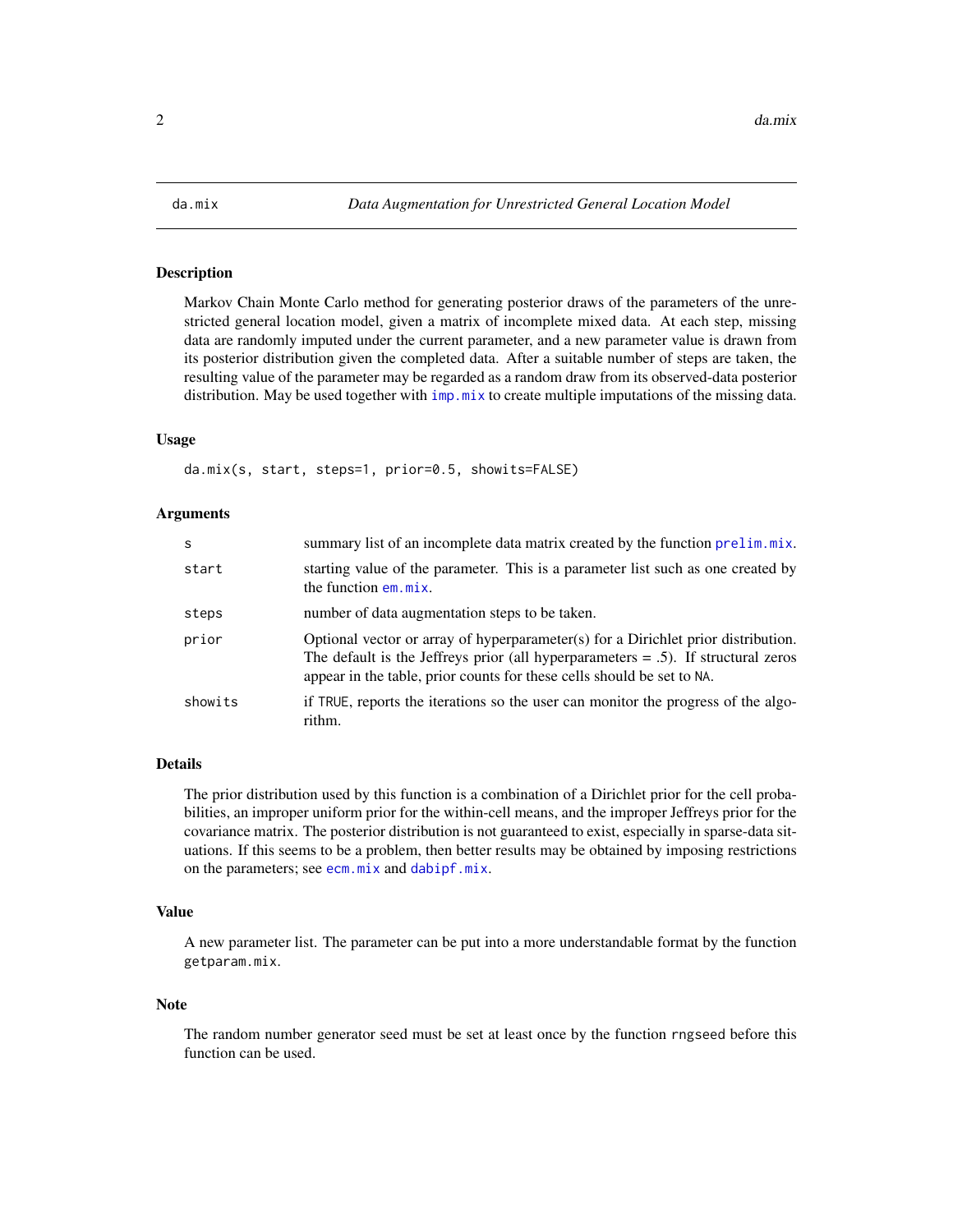da.mix — *Data Augmentation for Unrestricted General Location Model*

## Description

Markov Chain Monte Carlo method for generating posterior draws of the parameters of the unrestricted general location model, given a matrix of incomplete mixed data. At each step, missing data are randomly imputed under the current parameter, and a new parameter value is drawn from its posterior distribution given the completed data. After a suitable number of steps are taken, the resulting value of the parameter may be regarded as a random draw from its observed-data posterior distribution. May be used together with `imp.mix` to create multiple imputations of the missing data.

## Usage

```
da.mix(s, start, steps=1, prior=0.5, showits=FALSE)
```

## Arguments

| | |
|---|---|
| `s` | summary list of an incomplete data matrix created by the function `prelim.mix`. |
| `start` | starting value of the parameter. This is a parameter list such as one created by the function `em.mix`. |
| `steps` | number of data augmentation steps to be taken. |
| `prior` | Optional vector or array of hyperparameter(s) for a Dirichlet prior distribution. The default is the Jeffreys prior (all hyperparameters = .5). If structural zeros appear in the table, prior counts for these cells should be set to `NA`. |
| `showits` | if `TRUE`, reports the iterations so the user can monitor the progress of the algorithm. |

## Details

The prior distribution used by this function is a combination of a Dirichlet prior for the cell probabilities, an improper uniform prior for the within-cell means, and the improper Jeffreys prior for the covariance matrix. The posterior distribution is not guaranteed to exist, especially in sparse-data situations. If this seems to be a problem, then better results may be obtained by imposing restrictions on the parameters; see `ecm.mix` and `dabipf.mix`.

## Value

A new parameter list. The parameter can be put into a more understandable format by the function `getparam.mix`.

## Note

The random number generator seed must be set at least once by the function `rngseed` before this function can be used.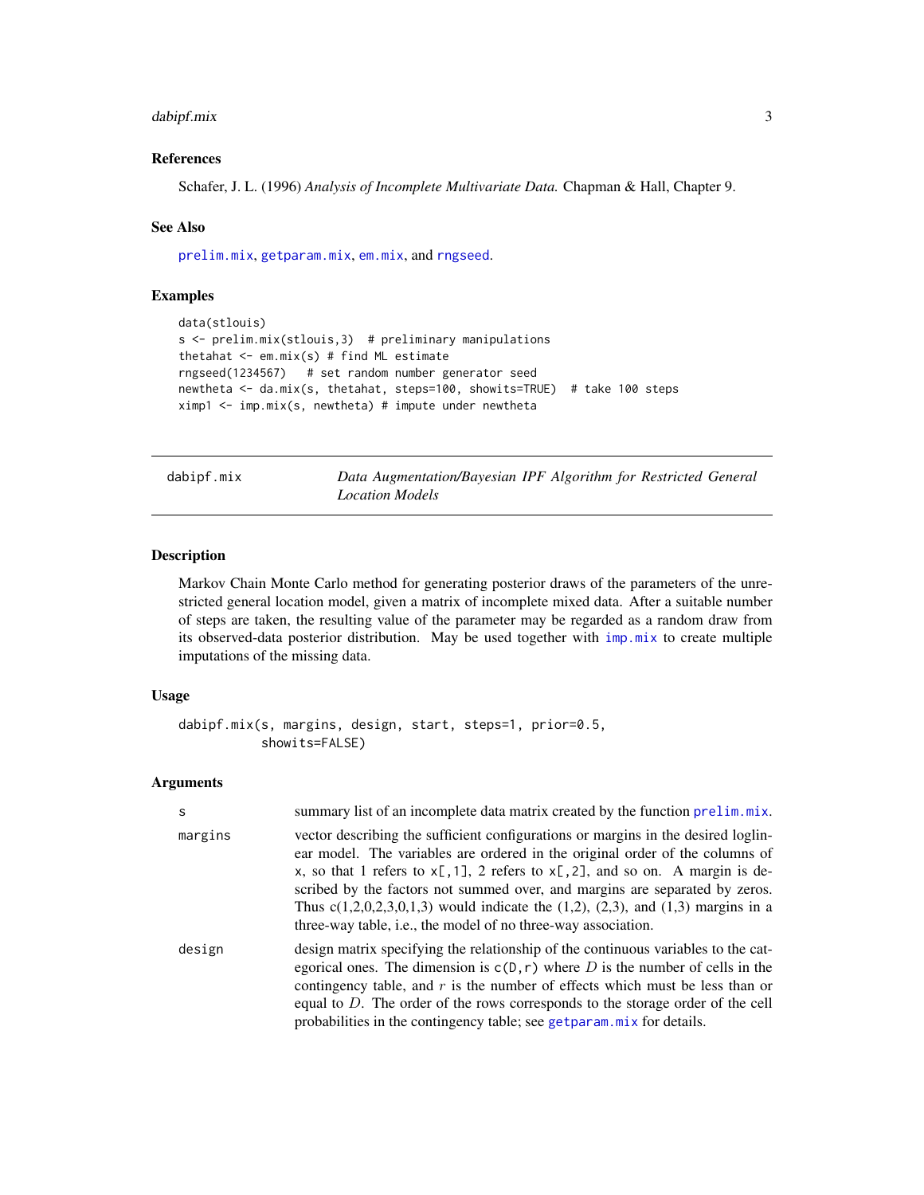### References

Schafer, J. L. (1996) *Analysis of Incomplete Multivariate Data.* Chapman & Hall, Chapter 9.

### See Also

prelim.mix, getparam.mix, em.mix, and rngseed.

### Examples

```
data(stlouis)
s <- prelim.mix(stlouis,3)  # preliminary manipulations
thetahat <- em.mix(s) # find ML estimate
rngseed(1234567)   # set random number generator seed
newtheta <- da.mix(s, thetahat, steps=100, showits=TRUE)  # take 100 steps
ximp1 <- imp.mix(s, newtheta) # impute under newtheta
```

---

## dabipf.mix — *Data Augmentation/Bayesian IPF Algorithm for Restricted General Location Models*

### Description

Markov Chain Monte Carlo method for generating posterior draws of the parameters of the unrestricted general location model, given a matrix of incomplete mixed data. After a suitable number of steps are taken, the resulting value of the parameter may be regarded as a random draw from its observed-data posterior distribution. May be used together with imp.mix to create multiple imputations of the missing data.

### Usage

```
dabipf.mix(s, margins, design, start, steps=1, prior=0.5,
          showits=FALSE)
```

### Arguments

| | |
|---|---|
| s | summary list of an incomplete data matrix created by the function prelim.mix. |
| margins | vector describing the sufficient configurations or margins in the desired loglinear model. The variables are ordered in the original order of the columns of x, so that 1 refers to x[,1], 2 refers to x[,2], and so on. A margin is described by the factors not summed over, and margins are separated by zeros. Thus c(1,2,0,2,3,0,1,3) would indicate the (1,2), (2,3), and (1,3) margins in a three-way table, i.e., the model of no three-way association. |
| design | design matrix specifying the relationship of the continuous variables to the categorical ones. The dimension is c(D,r) where $D$ is the number of cells in the contingency table, and $r$ is the number of effects which must be less than or equal to $D$. The order of the rows corresponds to the storage order of the cell probabilities in the contingency table; see getparam.mix for details. |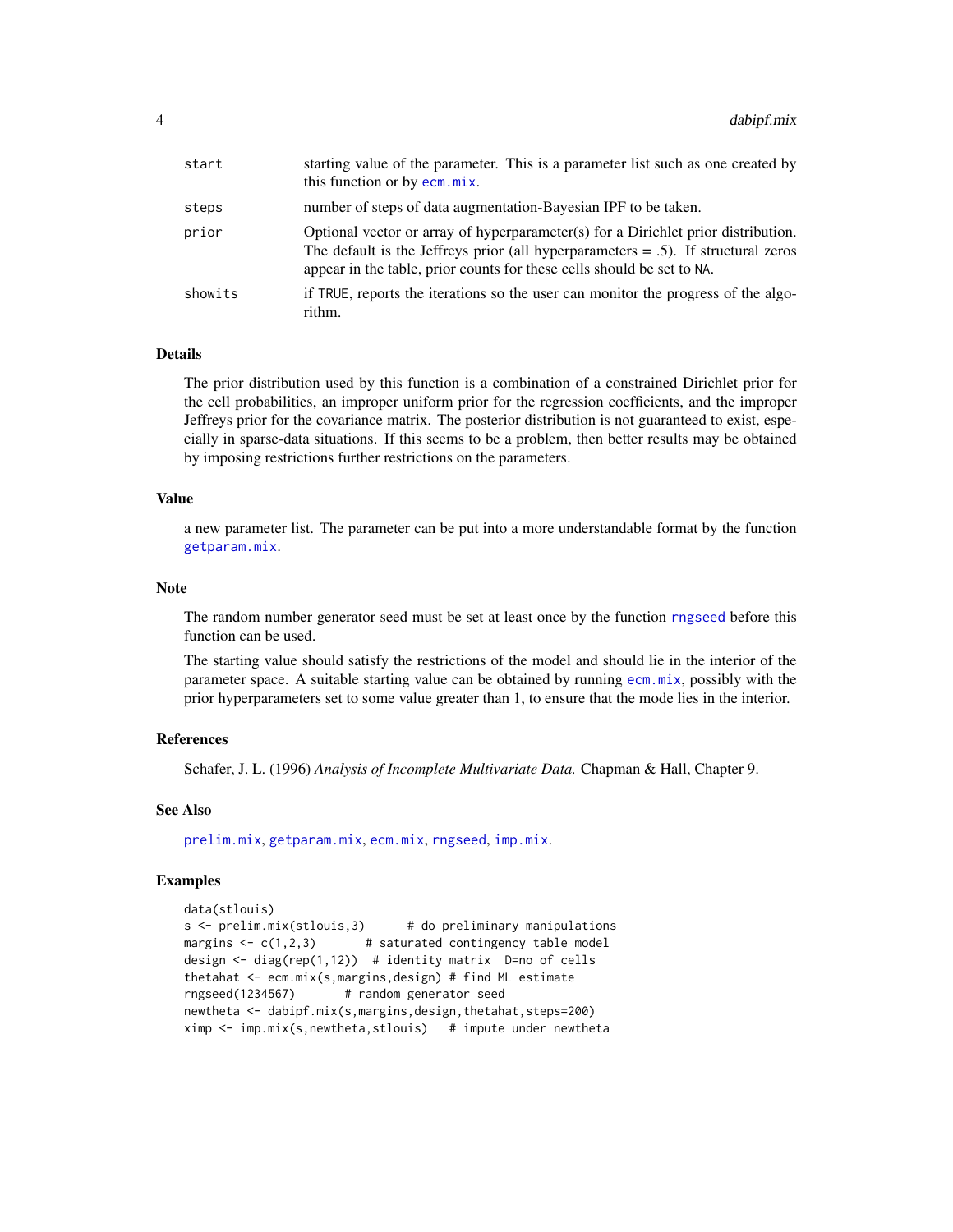| | |
|---|---|
| start | starting value of the parameter. This is a parameter list such as one created by this function or by ecm.mix. |
| steps | number of steps of data augmentation-Bayesian IPF to be taken. |
| prior | Optional vector or array of hyperparameter(s) for a Dirichlet prior distribution. The default is the Jeffreys prior (all hyperparameters = .5). If structural zeros appear in the table, prior counts for these cells should be set to NA. |
| showits | if TRUE, reports the iterations so the user can monitor the progress of the algorithm. |

## Details

The prior distribution used by this function is a combination of a constrained Dirichlet prior for the cell probabilities, an improper uniform prior for the regression coefficients, and the improper Jeffreys prior for the covariance matrix. The posterior distribution is not guaranteed to exist, especially in sparse-data situations. If this seems to be a problem, then better results may be obtained by imposing restrictions further restrictions on the parameters.

## Value

a new parameter list. The parameter can be put into a more understandable format by the function getparam.mix.

## Note

The random number generator seed must be set at least once by the function rngseed before this function can be used.

The starting value should satisfy the restrictions of the model and should lie in the interior of the parameter space. A suitable starting value can be obtained by running ecm.mix, possibly with the prior hyperparameters set to some value greater than 1, to ensure that the mode lies in the interior.

## References

Schafer, J. L. (1996) *Analysis of Incomplete Multivariate Data.* Chapman & Hall, Chapter 9.

## See Also

prelim.mix, getparam.mix, ecm.mix, rngseed, imp.mix.

## Examples

```
data(stlouis)
s <- prelim.mix(stlouis,3)      # do preliminary manipulations
margins <- c(1,2,3)       # saturated contingency table model
design <- diag(rep(1,12))  # identity matrix  D=no of cells
thetahat <- ecm.mix(s,margins,design) # find ML estimate
rngseed(1234567)       # random generator seed
newtheta <- dabipf.mix(s,margins,design,thetahat,steps=200)
ximp <- imp.mix(s,newtheta,stlouis)   # impute under newtheta
```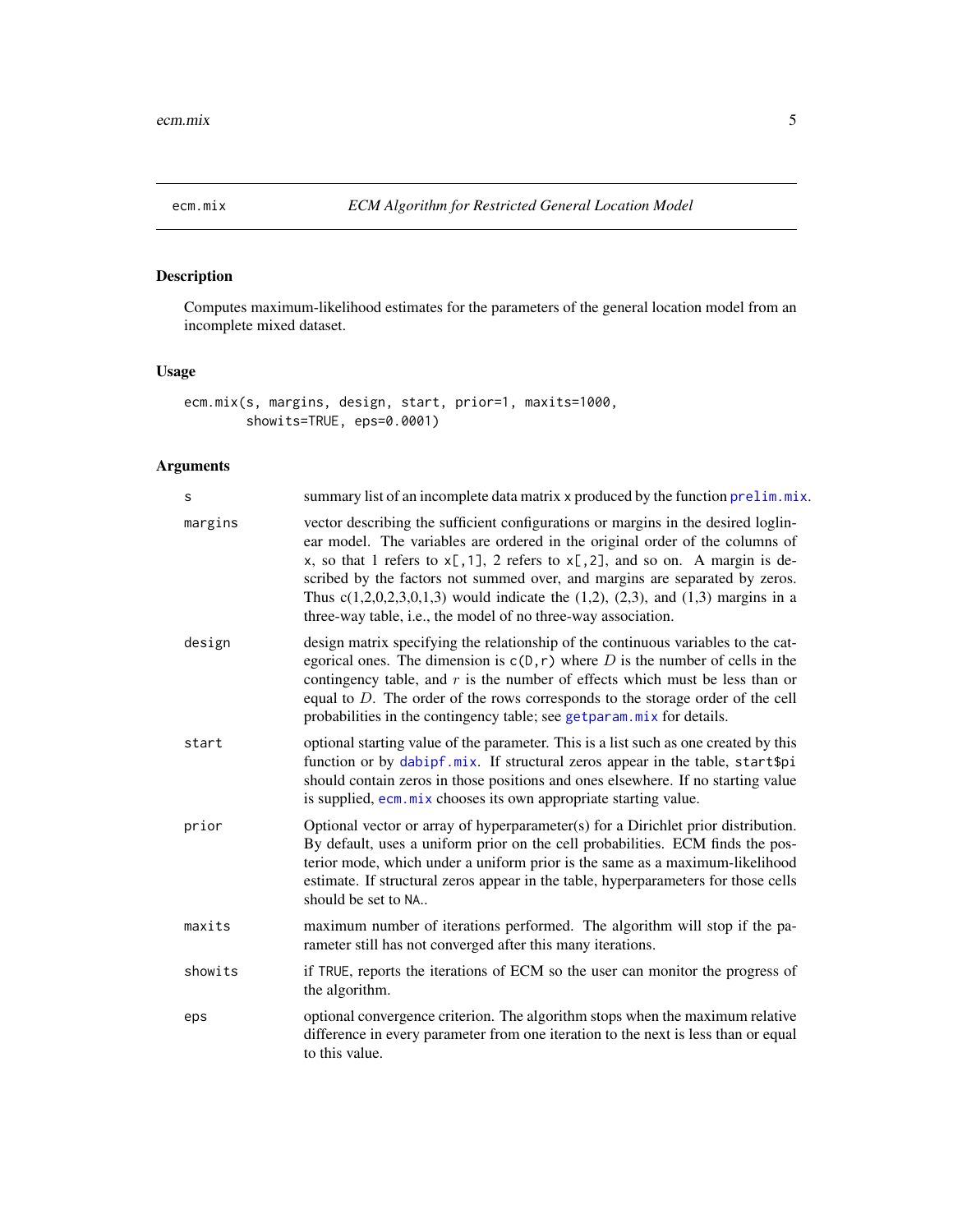ecm.mix *ECM Algorithm for Restricted General Location Model*

## Description

Computes maximum-likelihood estimates for the parameters of the general location model from an incomplete mixed dataset.

## Usage

```
ecm.mix(s, margins, design, start, prior=1, maxits=1000,
        showits=TRUE, eps=0.0001)
```

## Arguments

| | |
|---|---|
| `s` | summary list of an incomplete data matrix `x` produced by the function `prelim.mix`. |
| `margins` | vector describing the sufficient configurations or margins in the desired loglinear model. The variables are ordered in the original order of the columns of `x`, so that 1 refers to `x[,1]`, 2 refers to `x[,2]`, and so on. A margin is described by the factors not summed over, and margins are separated by zeros. Thus c(1,2,0,2,3,0,1,3) would indicate the (1,2), (2,3), and (1,3) margins in a three-way table, i.e., the model of no three-way association. |
| `design` | design matrix specifying the relationship of the continuous variables to the categorical ones. The dimension is `c(D,r)` where $D$ is the number of cells in the contingency table, and $r$ is the number of effects which must be less than or equal to $D$. The order of the rows corresponds to the storage order of the cell probabilities in the contingency table; see `getparam.mix` for details. |
| `start` | optional starting value of the parameter. This is a list such as one created by this function or by `dabipf.mix`. If structural zeros appear in the table, `start$pi` should contain zeros in those positions and ones elsewhere. If no starting value is supplied, `ecm.mix` chooses its own appropriate starting value. |
| `prior` | Optional vector or array of hyperparameter(s) for a Dirichlet prior distribution. By default, uses a uniform prior on the cell probabilities. ECM finds the posterior mode, which under a uniform prior is the same as a maximum-likelihood estimate. If structural zeros appear in the table, hyperparameters for those cells should be set to `NA`.. |
| `maxits` | maximum number of iterations performed. The algorithm will stop if the parameter still has not converged after this many iterations. |
| `showits` | if `TRUE`, reports the iterations of ECM so the user can monitor the progress of the algorithm. |
| `eps` | optional convergence criterion. The algorithm stops when the maximum relative difference in every parameter from one iteration to the next is less than or equal to this value. |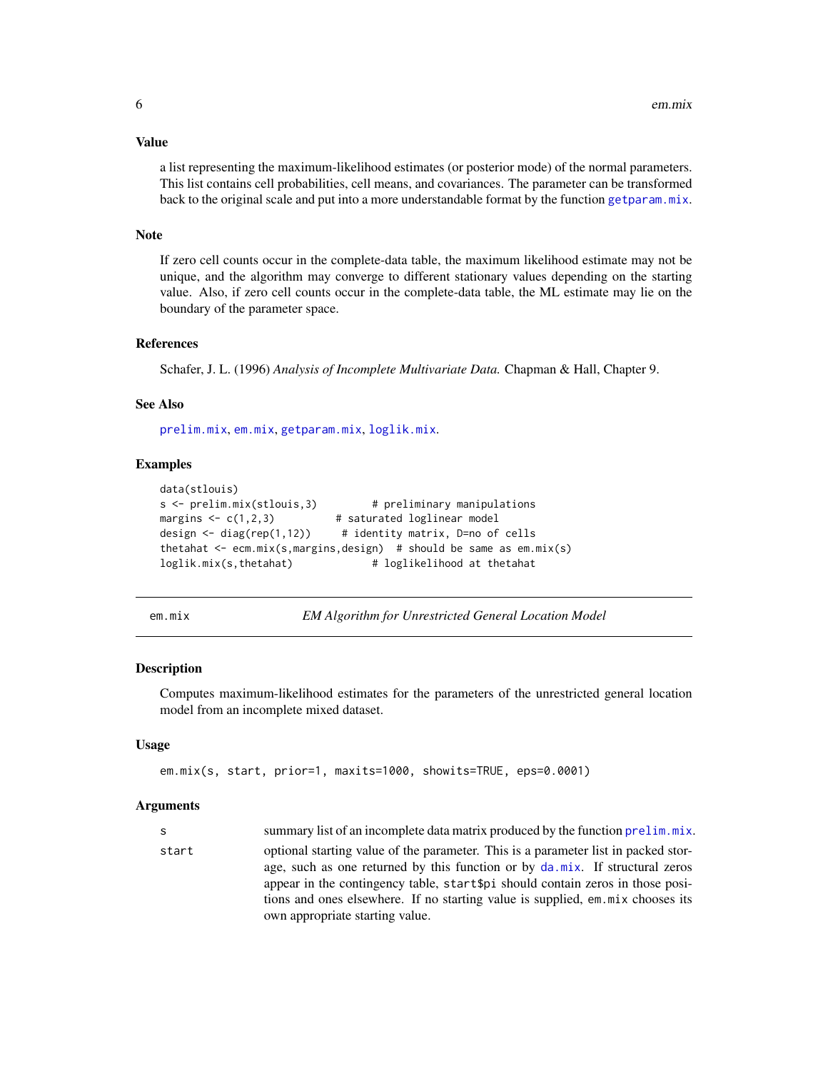### Value

a list representing the maximum-likelihood estimates (or posterior mode) of the normal parameters. This list contains cell probabilities, cell means, and covariances. The parameter can be transformed back to the original scale and put into a more understandable format by the function `getparam.mix`.

### Note

If zero cell counts occur in the complete-data table, the maximum likelihood estimate may not be unique, and the algorithm may converge to different stationary values depending on the starting value. Also, if zero cell counts occur in the complete-data table, the ML estimate may lie on the boundary of the parameter space.

### References

Schafer, J. L. (1996) *Analysis of Incomplete Multivariate Data.* Chapman & Hall, Chapter 9.

### See Also

`prelim.mix`, `em.mix`, `getparam.mix`, `loglik.mix`.

### Examples

```
data(stlouis)
s <- prelim.mix(stlouis,3)         # preliminary manipulations
margins <- c(1,2,3)          # saturated loglinear model
design <- diag(rep(1,12))     # identity matrix, D=no of cells
thetahat <- ecm.mix(s,margins,design)  # should be same as em.mix(s)
loglik.mix(s,thetahat)             # loglikelihood at thetahat
```

---

## em.mix — *EM Algorithm for Unrestricted General Location Model*

### Description

Computes maximum-likelihood estimates for the parameters of the unrestricted general location model from an incomplete mixed dataset.

### Usage

```
em.mix(s, start, prior=1, maxits=1000, showits=TRUE, eps=0.0001)
```

### Arguments

| | |
|---|---|
| `s` | summary list of an incomplete data matrix produced by the function `prelim.mix`. |
| `start` | optional starting value of the parameter. This is a parameter list in packed storage, such as one returned by this function or by `da.mix`. If structural zeros appear in the contingency table, `start$pi` should contain zeros in those positions and ones elsewhere. If no starting value is supplied, `em.mix` chooses its own appropriate starting value. |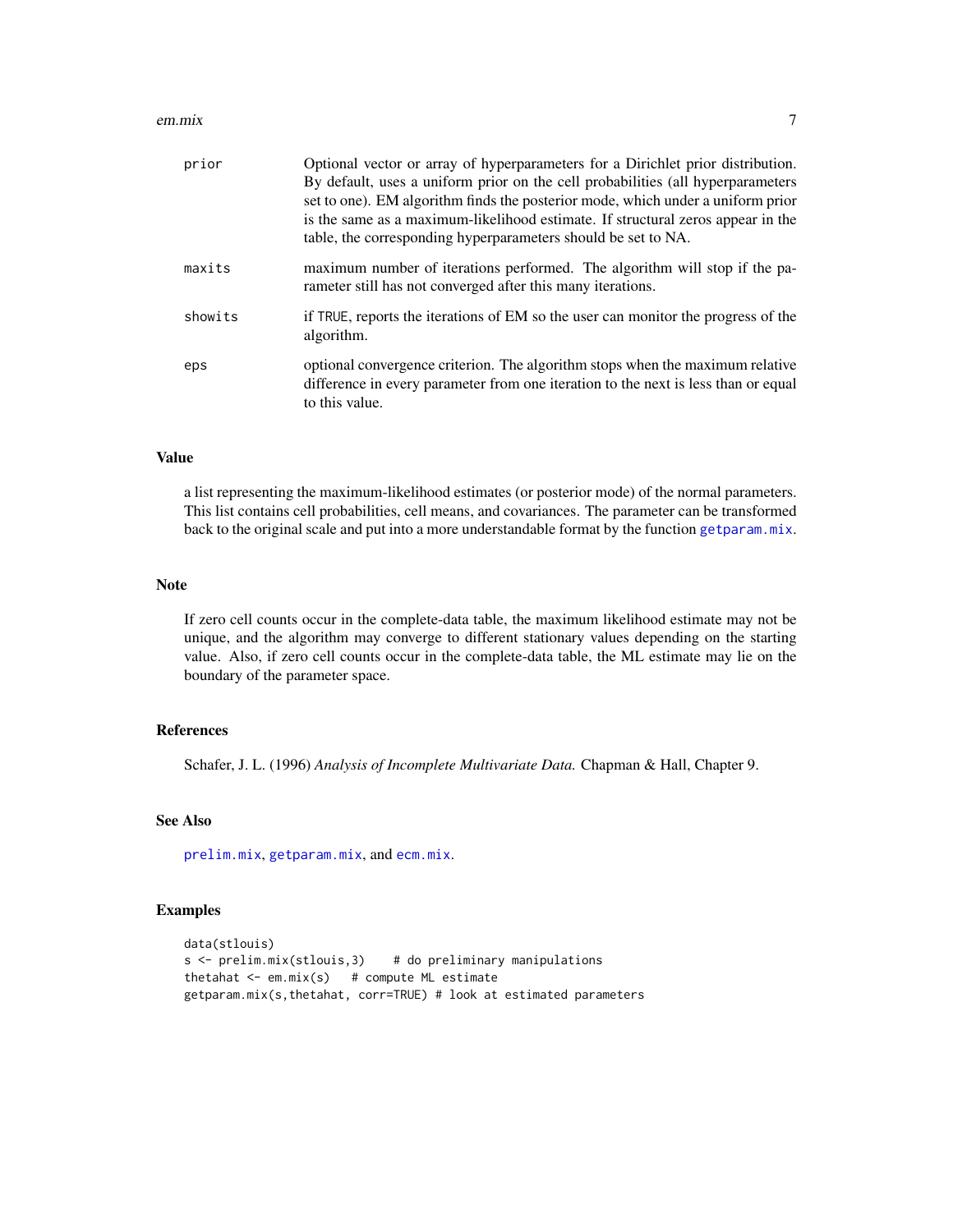| | |
|---|---|
| prior | Optional vector or array of hyperparameters for a Dirichlet prior distribution. By default, uses a uniform prior on the cell probabilities (all hyperparameters set to one). EM algorithm finds the posterior mode, which under a uniform prior is the same as a maximum-likelihood estimate. If structural zeros appear in the table, the corresponding hyperparameters should be set to NA. |
| maxits | maximum number of iterations performed. The algorithm will stop if the parameter still has not converged after this many iterations. |
| showits | if TRUE, reports the iterations of EM so the user can monitor the progress of the algorithm. |
| eps | optional convergence criterion. The algorithm stops when the maximum relative difference in every parameter from one iteration to the next is less than or equal to this value. |

## Value

a list representing the maximum-likelihood estimates (or posterior mode) of the normal parameters. This list contains cell probabilities, cell means, and covariances. The parameter can be transformed back to the original scale and put into a more understandable format by the function getparam.mix.

## Note

If zero cell counts occur in the complete-data table, the maximum likelihood estimate may not be unique, and the algorithm may converge to different stationary values depending on the starting value. Also, if zero cell counts occur in the complete-data table, the ML estimate may lie on the boundary of the parameter space.

## References

Schafer, J. L. (1996) *Analysis of Incomplete Multivariate Data.* Chapman & Hall, Chapter 9.

## See Also

prelim.mix, getparam.mix, and ecm.mix.

## Examples

```
data(stlouis)
s <- prelim.mix(stlouis,3)    # do preliminary manipulations
thetahat <- em.mix(s)   # compute ML estimate
getparam.mix(s,thetahat, corr=TRUE) # look at estimated parameters
```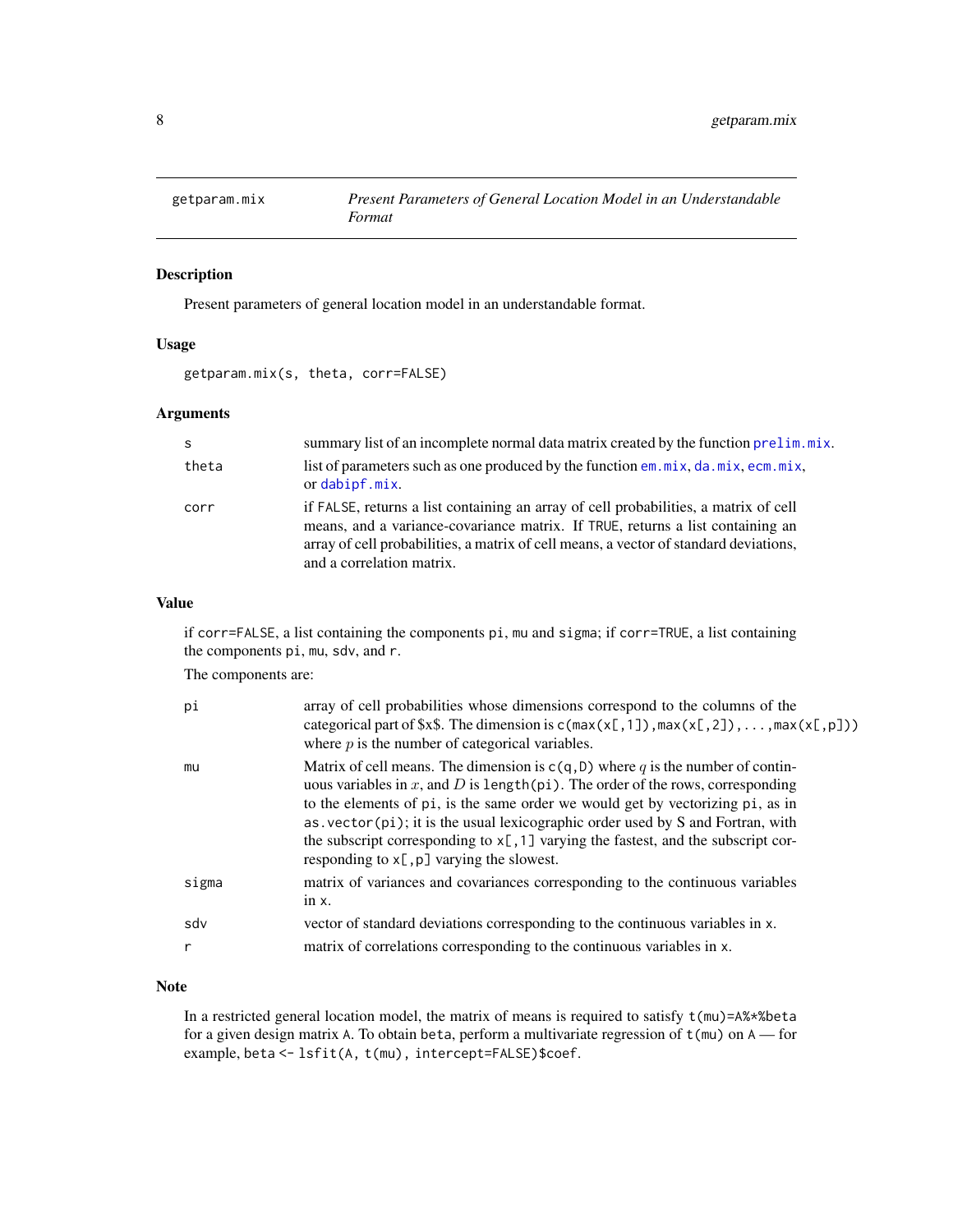# getparam.mix — *Present Parameters of General Location Model in an Understandable Format*

## Description

Present parameters of general location model in an understandable format.

## Usage

```
getparam.mix(s, theta, corr=FALSE)
```

## Arguments

| | |
|---|---|
| `s` | summary list of an incomplete normal data matrix created by the function `prelim.mix`. |
| `theta` | list of parameters such as one produced by the function `em.mix`, `da.mix`, `ecm.mix`, or `dabipf.mix`. |
| `corr` | if `FALSE`, returns a list containing an array of cell probabilities, a matrix of cell means, and a variance-covariance matrix. If `TRUE`, returns a list containing an array of cell probabilities, a matrix of cell means, a vector of standard deviations, and a correlation matrix. |

## Value

if `corr=FALSE`, a list containing the components `pi`, `mu` and `sigma`; if `corr=TRUE`, a list containing the components `pi`, `mu`, `sdv`, and `r`.

The components are:

| | |
|---|---|
| `pi` | array of cell probabilities whose dimensions correspond to the columns of the categorical part of $x$. The dimension is `c(max(x[,1]),max(x[,2]),...,max(x[,p]))` where $p$ is the number of categorical variables. |
| `mu` | Matrix of cell means. The dimension is `c(q,D)` where $q$ is the number of continuous variables in $x$, and $D$ is `length(pi)`. The order of the rows, corresponding to the elements of `pi`, is the same order we would get by vectorizing `pi`, as in `as.vector(pi)`; it is the usual lexicographic order used by S and Fortran, with the subscript corresponding to `x[,1]` varying the fastest, and the subscript corresponding to `x[,p]` varying the slowest. |
| `sigma` | matrix of variances and covariances corresponding to the continuous variables in `x`. |
| `sdv` | vector of standard deviations corresponding to the continuous variables in `x`. |
| `r` | matrix of correlations corresponding to the continuous variables in `x`. |

## Note

In a restricted general location model, the matrix of means is required to satisfy `t(mu)=A%*%beta` for a given design matrix `A`. To obtain `beta`, perform a multivariate regression of `t(mu)` on `A` — for example, `beta <- lsfit(A, t(mu), intercept=FALSE)$coef`.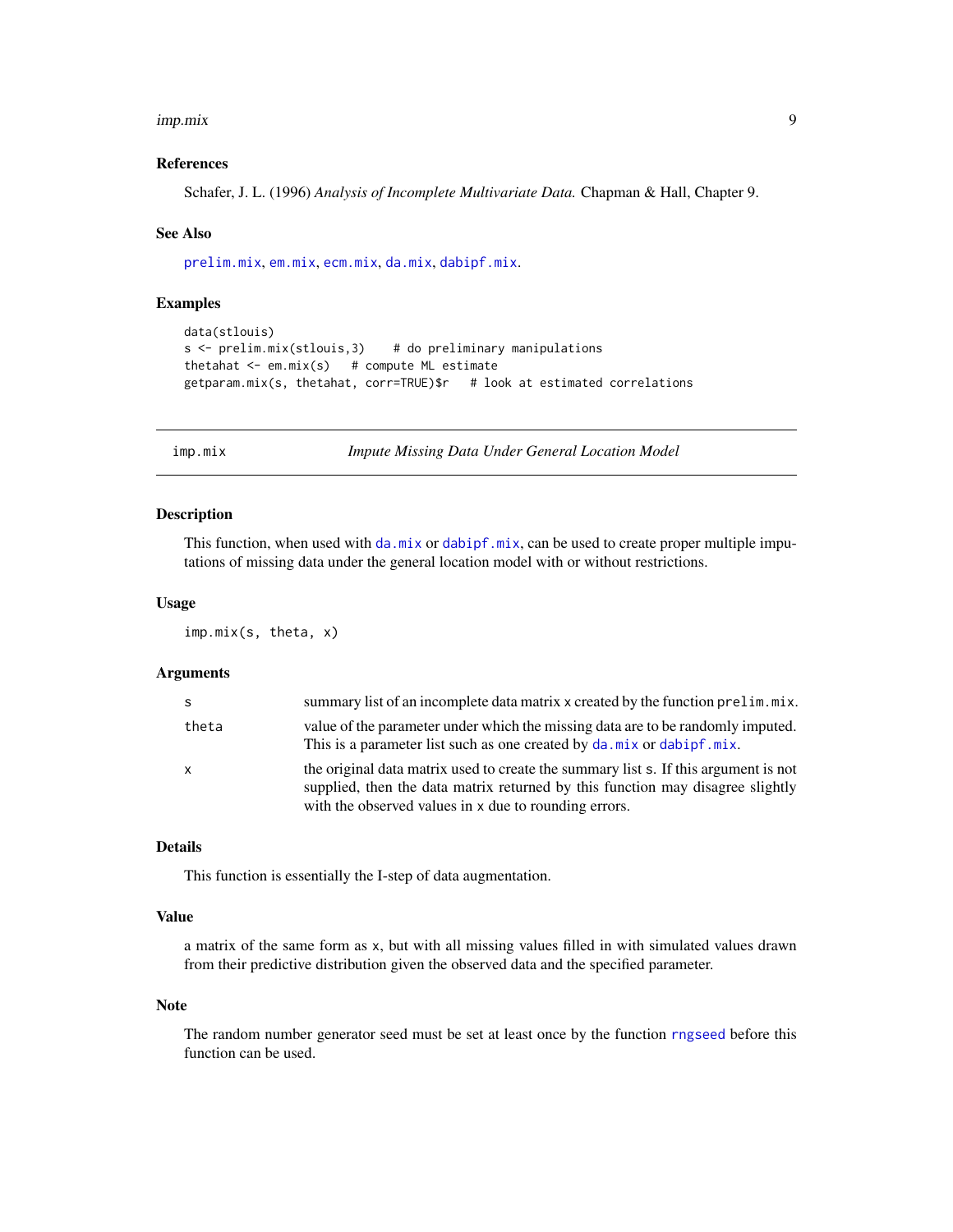### References

Schafer, J. L. (1996) *Analysis of Incomplete Multivariate Data.* Chapman & Hall, Chapter 9.

### See Also

prelim.mix, em.mix, ecm.mix, da.mix, dabipf.mix.

### Examples

```
data(stlouis)
s <- prelim.mix(stlouis,3)    # do preliminary manipulations
thetahat <- em.mix(s)   # compute ML estimate
getparam.mix(s, thetahat, corr=TRUE)$r   # look at estimated correlations
```

---

## imp.mix — *Impute Missing Data Under General Location Model*

### Description

This function, when used with da.mix or dabipf.mix, can be used to create proper multiple imputations of missing data under the general location model with or without restrictions.

### Usage

```
imp.mix(s, theta, x)
```

### Arguments

| | |
|---|---|
| s | summary list of an incomplete data matrix x created by the function prelim.mix. |
| theta | value of the parameter under which the missing data are to be randomly imputed. This is a parameter list such as one created by da.mix or dabipf.mix. |
| x | the original data matrix used to create the summary list s. If this argument is not supplied, then the data matrix returned by this function may disagree slightly with the observed values in x due to rounding errors. |

### Details

This function is essentially the I-step of data augmentation.

### Value

a matrix of the same form as x, but with all missing values filled in with simulated values drawn from their predictive distribution given the observed data and the specified parameter.

### Note

The random number generator seed must be set at least once by the function rngseed before this function can be used.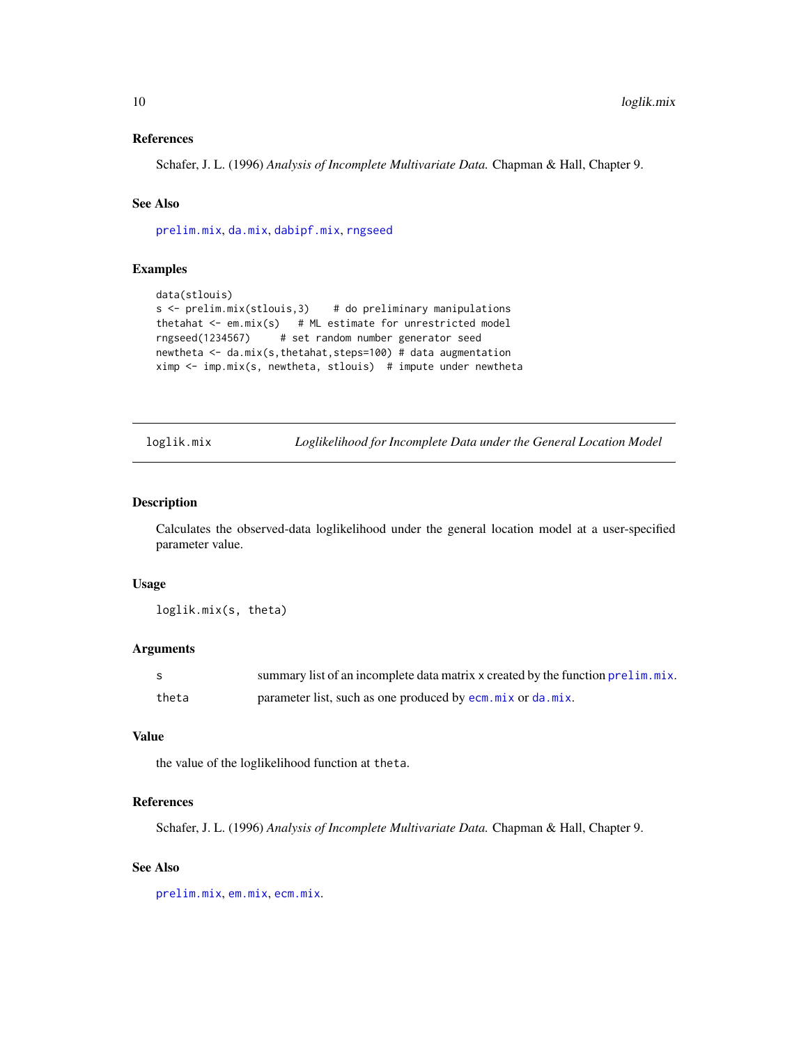### References

Schafer, J. L. (1996) *Analysis of Incomplete Multivariate Data.* Chapman & Hall, Chapter 9.

### See Also

`prelim.mix`, `da.mix`, `dabipf.mix`, `rngseed`

### Examples

```
data(stlouis)
s <- prelim.mix(stlouis,3)    # do preliminary manipulations
thetahat <- em.mix(s)   # ML estimate for unrestricted model
rngseed(1234567)     # set random number generator seed
newtheta <- da.mix(s,thetahat,steps=100) # data augmentation
ximp <- imp.mix(s, newtheta, stlouis)  # impute under newtheta
```

---

## loglik.mix — *Loglikelihood for Incomplete Data under the General Location Model*

### Description

Calculates the observed-data loglikelihood under the general location model at a user-specified parameter value.

### Usage

```
loglik.mix(s, theta)
```

### Arguments

| | |
|---|---|
| `s` | summary list of an incomplete data matrix x created by the function `prelim.mix`. |
| `theta` | parameter list, such as one produced by `ecm.mix` or `da.mix`. |

### Value

the value of the loglikelihood function at `theta`.

### References

Schafer, J. L. (1996) *Analysis of Incomplete Multivariate Data.* Chapman & Hall, Chapter 9.

### See Also

`prelim.mix`, `em.mix`, `ecm.mix`.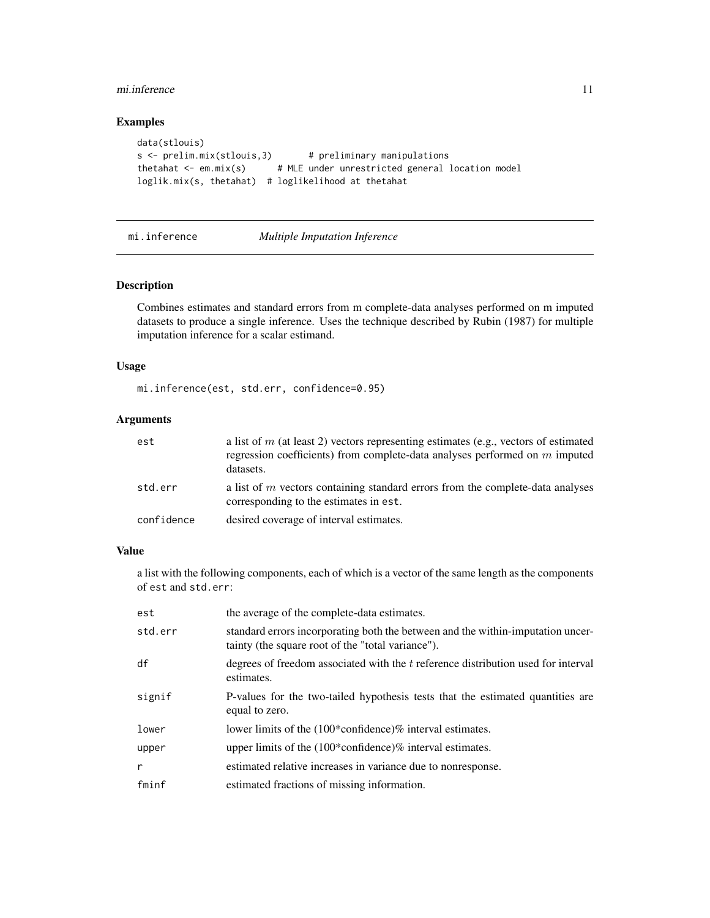### Examples

```
data(stlouis)
s <- prelim.mix(stlouis,3)       # preliminary manipulations
thetahat <- em.mix(s)      # MLE under unrestricted general location model
loglik.mix(s, thetahat)  # loglikelihood at thetahat
```

---

## mi.inference — *Multiple Imputation Inference*

---

### Description

Combines estimates and standard errors from m complete-data analyses performed on m imputed datasets to produce a single inference. Uses the technique described by Rubin (1987) for multiple imputation inference for a scalar estimand.

### Usage

```
mi.inference(est, std.err, confidence=0.95)
```

### Arguments

| | |
|---|---|
| `est` | a list of $m$ (at least 2) vectors representing estimates (e.g., vectors of estimated regression coefficients) from complete-data analyses performed on $m$ imputed datasets. |
| `std.err` | a list of $m$ vectors containing standard errors from the complete-data analyses corresponding to the estimates in `est`. |
| `confidence` | desired coverage of interval estimates. |

### Value

a list with the following components, each of which is a vector of the same length as the components of `est` and `std.err`:

| | |
|---|---|
| `est` | the average of the complete-data estimates. |
| `std.err` | standard errors incorporating both the between and the within-imputation uncertainty (the square root of the "total variance"). |
| `df` | degrees of freedom associated with the $t$ reference distribution used for interval estimates. |
| `signif` | P-values for the two-tailed hypothesis tests that the estimated quantities are equal to zero. |
| `lower` | lower limits of the (100*confidence)% interval estimates. |
| `upper` | upper limits of the (100*confidence)% interval estimates. |
| `r` | estimated relative increases in variance due to nonresponse. |
| `fminf` | estimated fractions of missing information. |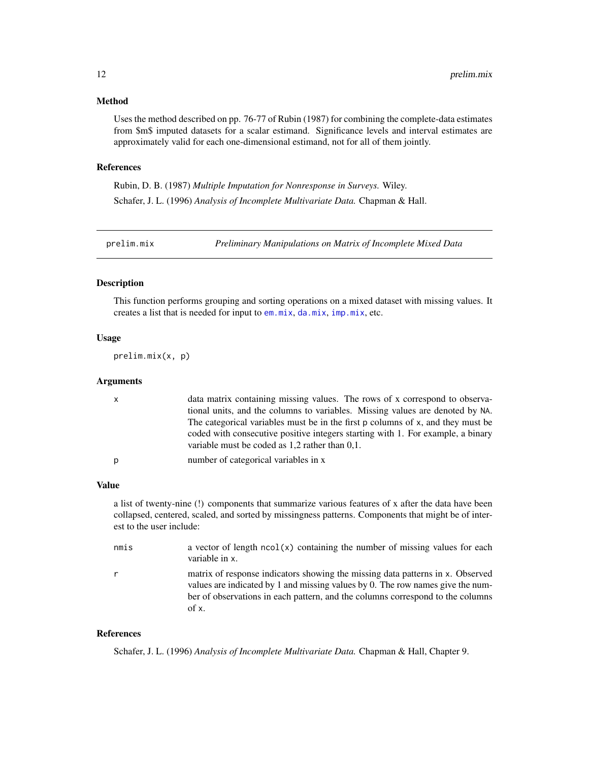### Method

Uses the method described on pp. 76-77 of Rubin (1987) for combining the complete-data estimates from $m$ imputed datasets for a scalar estimand. Significance levels and interval estimates are approximately valid for each one-dimensional estimand, not for all of them jointly.

### References

Rubin, D. B. (1987) *Multiple Imputation for Nonresponse in Surveys.* Wiley.

Schafer, J. L. (1996) *Analysis of Incomplete Multivariate Data.* Chapman & Hall.

---

## prelim.mix — *Preliminary Manipulations on Matrix of Incomplete Mixed Data*

---

### Description

This function performs grouping and sorting operations on a mixed dataset with missing values. It creates a list that is needed for input to `em.mix`, `da.mix`, `imp.mix`, etc.

### Usage

```
prelim.mix(x, p)
```

### Arguments

- `x` — data matrix containing missing values. The rows of x correspond to observational units, and the columns to variables. Missing values are denoted by `NA`. The categorical variables must be in the first `p` columns of `x`, and they must be coded with consecutive positive integers starting with 1. For example, a binary variable must be coded as 1,2 rather than 0,1.
- `p` — number of categorical variables in x

### Value

a list of twenty-nine (!) components that summarize various features of x after the data have been collapsed, centered, scaled, and sorted by missingness patterns. Components that might be of interest to the user include:

- `nmis` — a vector of length `ncol(x)` containing the number of missing values for each variable in `x`.
- `r` — matrix of response indicators showing the missing data patterns in `x`. Observed values are indicated by 1 and missing values by 0. The row names give the number of observations in each pattern, and the columns correspond to the columns of `x`.

### References

Schafer, J. L. (1996) *Analysis of Incomplete Multivariate Data.* Chapman & Hall, Chapter 9.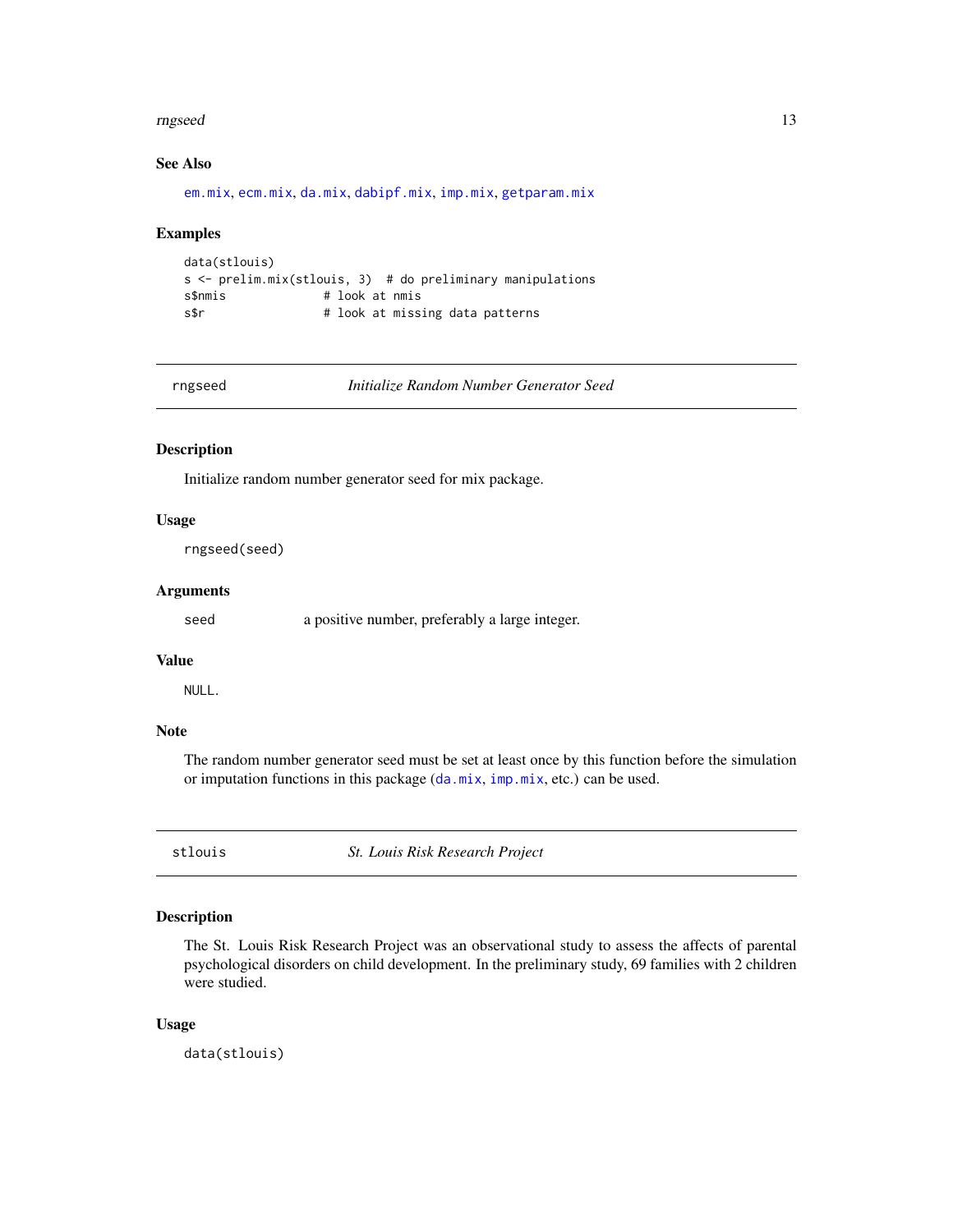### See Also

em.mix, ecm.mix, da.mix, dabipf.mix, imp.mix, getparam.mix

### Examples

```
data(stlouis)
s <- prelim.mix(stlouis, 3)  # do preliminary manipulations
s$nmis              # look at nmis
s$r                 # look at missing data patterns
```

---

## rngseed — *Initialize Random Number Generator Seed*

### Description

Initialize random number generator seed for mix package.

### Usage

```
rngseed(seed)
```

### Arguments

| | |
|---|---|
| seed | a positive number, preferably a large integer. |

### Value

NULL.

### Note

The random number generator seed must be set at least once by this function before the simulation or imputation functions in this package (da.mix, imp.mix, etc.) can be used.

---

## stlouis — *St. Louis Risk Research Project*

### Description

The St. Louis Risk Research Project was an observational study to assess the affects of parental psychological disorders on child development. In the preliminary study, 69 families with 2 children were studied.

### Usage

```
data(stlouis)
```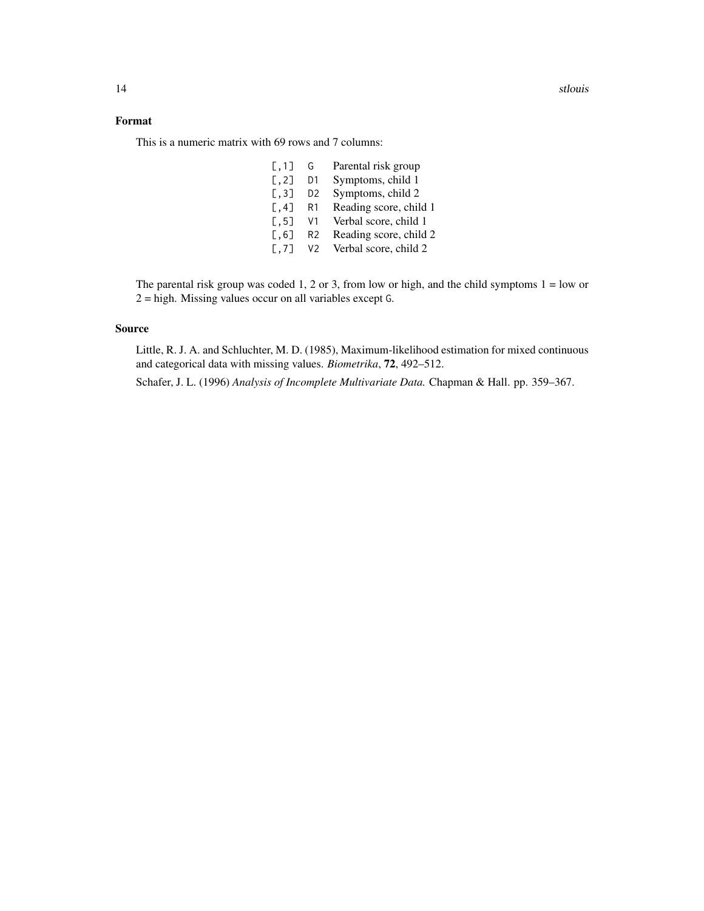### Format

This is a numeric matrix with 69 rows and 7 columns:

|  |  |  |
|---|---|---|
| [,1] | G | Parental risk group |
| [,2] | D1 | Symptoms, child 1 |
| [,3] | D2 | Symptoms, child 2 |
| [,4] | R1 | Reading score, child 1 |
| [,5] | V1 | Verbal score, child 1 |
| [,6] | R2 | Reading score, child 2 |
| [,7] | V2 | Verbal score, child 2 |

The parental risk group was coded 1, 2 or 3, from low or high, and the child symptoms 1 = low or 2 = high. Missing values occur on all variables except `G`.

### Source

Little, R. J. A. and Schluchter, M. D. (1985), Maximum-likelihood estimation for mixed continuous and categorical data with missing values. *Biometrika*, **72**, 492–512.

Schafer, J. L. (1996) *Analysis of Incomplete Multivariate Data.* Chapman & Hall. pp. 359–367.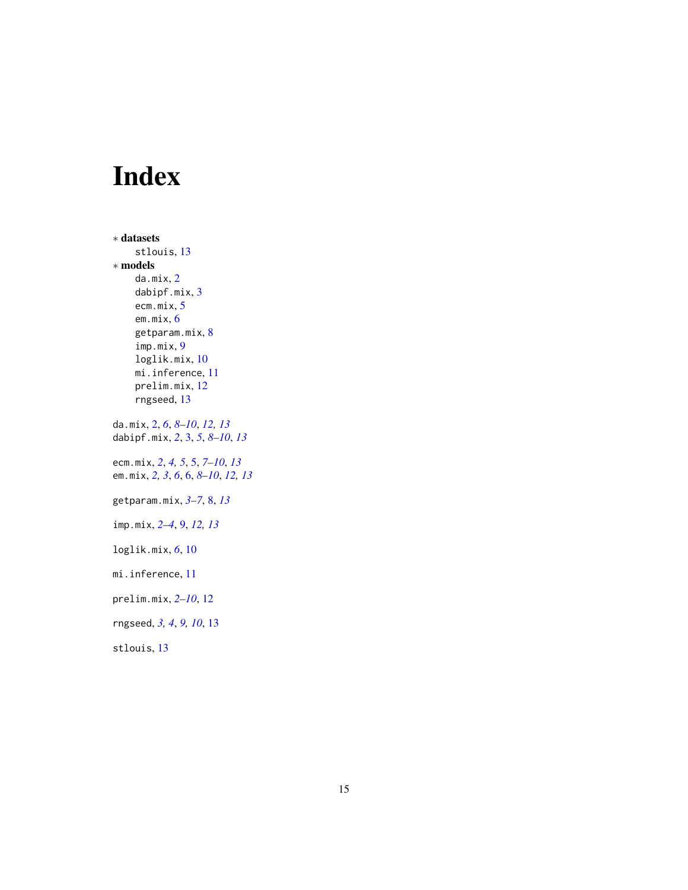# Index

∗ **datasets**
    stlouis, 13
∗ **models**
    da.mix, 2
    dabipf.mix, 3
    ecm.mix, 5
    em.mix, 6
    getparam.mix, 8
    imp.mix, 9
    loglik.mix, 10
    mi.inference, 11
    prelim.mix, 12
    rngseed, 13

da.mix, 2, *6*, *8–10*, *12, 13*
dabipf.mix, *2*, 3, *5*, *8–10*, *13*

ecm.mix, *2*, *4, 5*, 5, *7–10*, *13*
em.mix, *2, 3*, *6*, 6, *8–10*, *12, 13*

getparam.mix, *3–7*, 8, *13*

imp.mix, *2–4*, 9, *12, 13*

loglik.mix, *6*, 10

mi.inference, 11

prelim.mix, *2–10*, 12

rngseed, *3, 4*, *9, 10*, 13

stlouis, 13